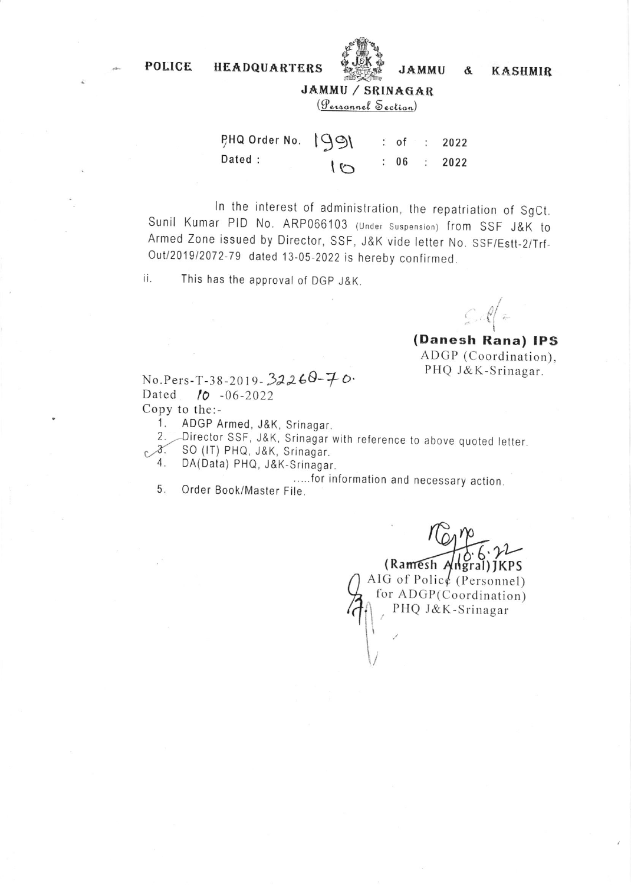# POLICE HEADQUARTERS JAMMU & KASHMIR

## JAMMU / SRINAGAR

*(Personnel Section)*

PHQ Order No. 1991 : of : 2022
Dated : 10 : 06 : 2022

In the interest of administration, the repatriation of SgCt. Sunil Kumar PID No. ARP066103 (Under Suspension) from SSF J&K to Armed Zone issued by Director, SSF, J&K vide letter No. SSF/Estt-2/Trf-Out/2019/2072-79 dated 13-05-2022 is hereby confirmed.

ii. This has the approval of DGP J&K.

**(Danesh Rana) IPS**
ADGP (Coordination),
PHQ J&K-Srinagar.

No.Pers-T-38-2019-32260-70.
Dated 10 -06-2022
Copy to the:-

1. ADGP Armed, J&K, Srinagar.
2. Director SSF, J&K, Srinagar with reference to above quoted letter.
3. SO (IT) PHQ, J&K, Srinagar.
4. DA(Data) PHQ, J&K-Srinagar.

.....for information and necessary action.

5. Order Book/Master File.

10.6.22
(Ramesh Angral) JKPS
AIG of Police (Personnel)
for ADGP(Coordination)
PHQ J&K-Srinagar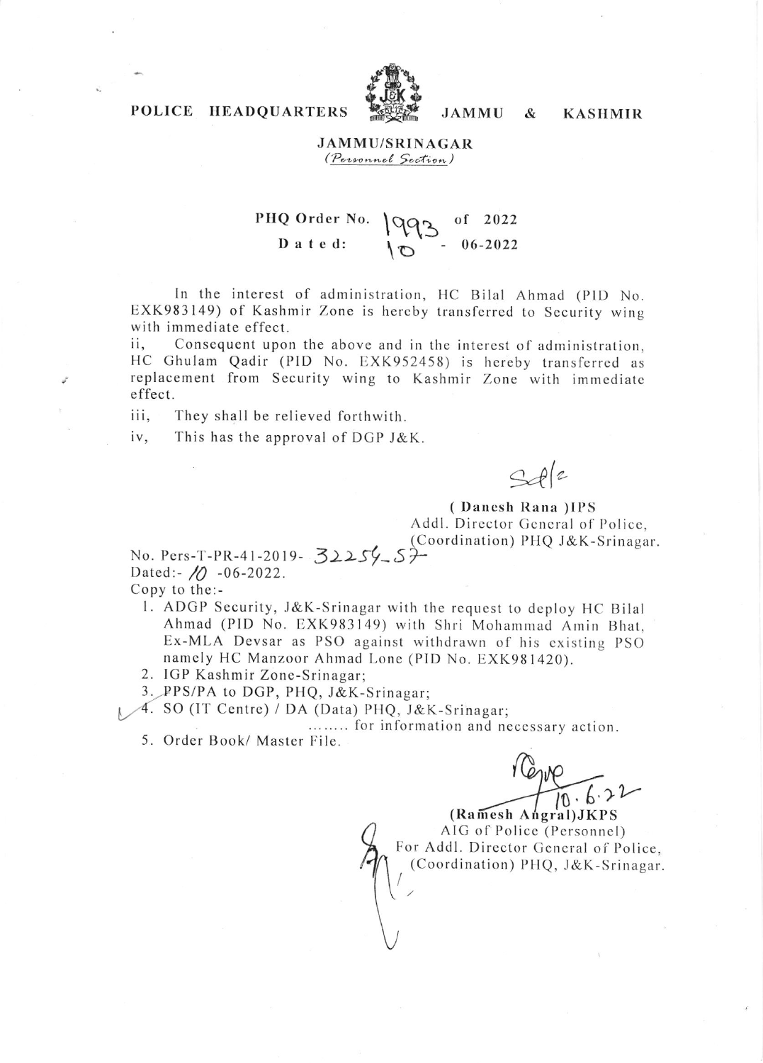**POLICE HEADQUARTERS JAMMU & KASHMIR**

**JAMMU/SRINAGAR**

*(Personnel Section)*

**PHQ Order No. 1993 of 2022**

**Dated: 10 - 06-2022**

In the interest of administration, HC Bilal Ahmad (PID No. EXK983149) of Kashmir Zone is hereby transferred to Security wing with immediate effect.

ii, Consequent upon the above and in the interest of administration, HC Ghulam Qadir (PID No. EXK952458) is hereby transferred as replacement from Security wing to Kashmir Zone with immediate effect.

iii, They shall be relieved forthwith.

iv, This has the approval of DGP J&K.

Sd/-

**( Danesh Rana )IPS**
Addl. Director General of Police,
(Coordination) PHQ J&K-Srinagar.

No. Pers-T-PR-41-2019- 32254-57
Dated:- 10 -06-2022.

Copy to the:-

1. ADGP Security, J&K-Srinagar with the request to deploy HC Bilal Ahmad (PID No. EXK983149) with Shri Mohammad Amin Bhat, Ex-MLA Devsar as PSO against withdrawn of his existing PSO namely HC Manzoor Ahmad Lone (PID No. EXK981420).
2. IGP Kashmir Zone-Srinagar;
3. PPS/PA to DGP, PHQ, J&K-Srinagar;
4. SO (IT Centre) / DA (Data) PHQ, J&K-Srinagar;

........ for information and necessary action.

5. Order Book/ Master File.

10.6.22

**(Ramesh Angral)JKPS**
AIG of Police (Personnel)
For Addl. Director General of Police,
(Coordination) PHQ, J&K-Srinagar.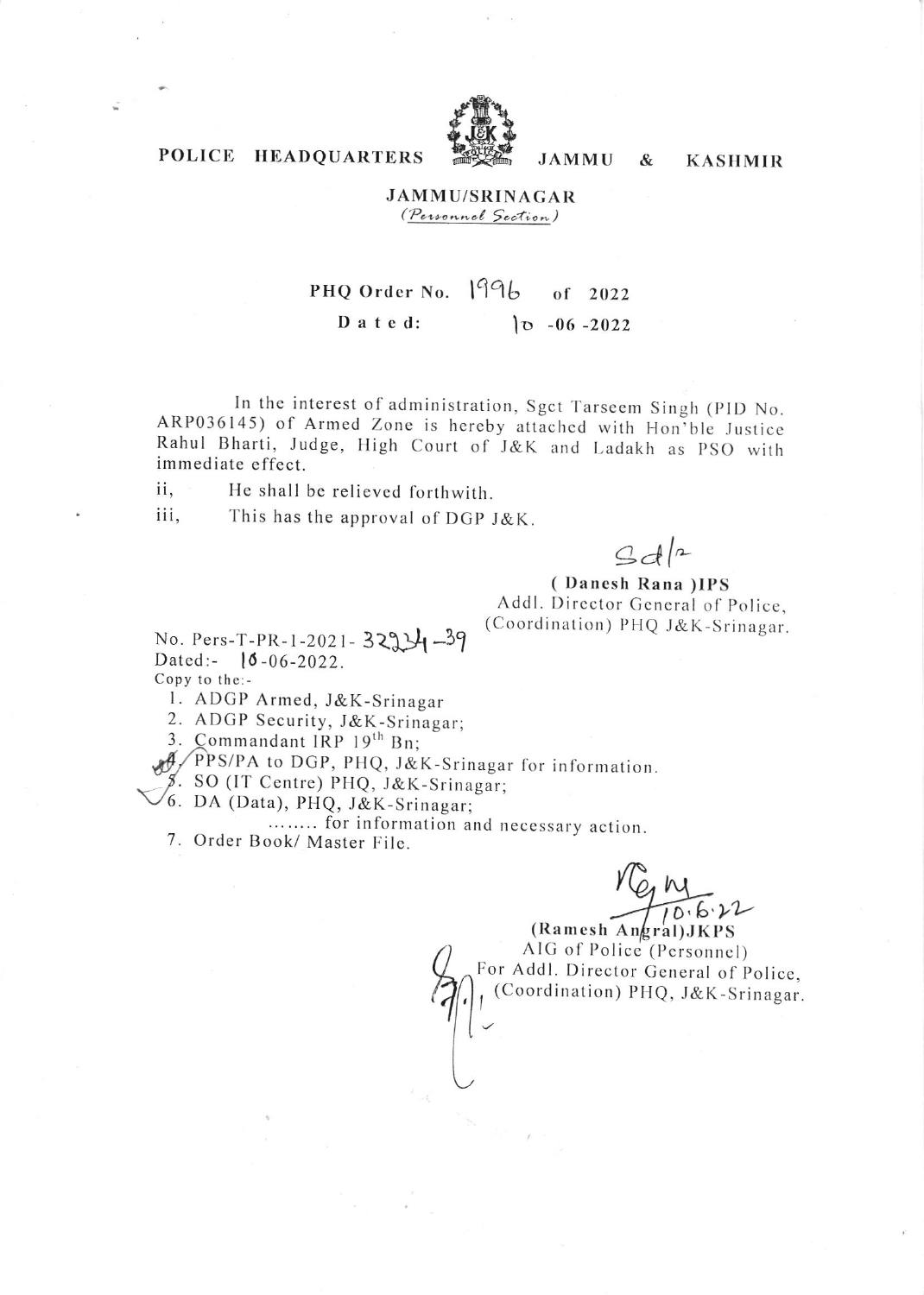POLICE HEADQUARTERS JAMMU & KASHMIR

**JAMMU/SRINAGAR**

*(Personnel Section)*

**PHQ Order No. 1996 of 2022**

**Dated: 10 -06 -2022**

In the interest of administration, Sgct Tarseem Singh (PID No. ARP036145) of Armed Zone is hereby attached with Hon'ble Justice Rahul Bharti, Judge, High Court of J&K and Ladakh as PSO with immediate effect.

ii, He shall be relieved forthwith.

iii, This has the approval of DGP J&K.

Sd/-

**( Danesh Rana )IPS**
Addl. Director General of Police,
(Coordination) PHQ J&K-Srinagar.

No. Pers-T-PR-1-2021- 32234-39
Dated:- 10-06-2022.

Copy to the:-

1. ADGP Armed, J&K-Srinagar
2. ADGP Security, J&K-Srinagar;
3. Commandant IRP 19th Bn;
4. PPS/PA to DGP, PHQ, J&K-Srinagar for information.
5. SO (IT Centre) PHQ, J&K-Srinagar;
6. DA (Data), PHQ, J&K-Srinagar;

........ for information and necessary action.

7. Order Book/ Master File.

10.6.22

**(Ramesh Angral)JKPS**
AIG of Police (Personnel)
For Addl. Director General of Police,
(Coordination) PHQ, J&K-Srinagar.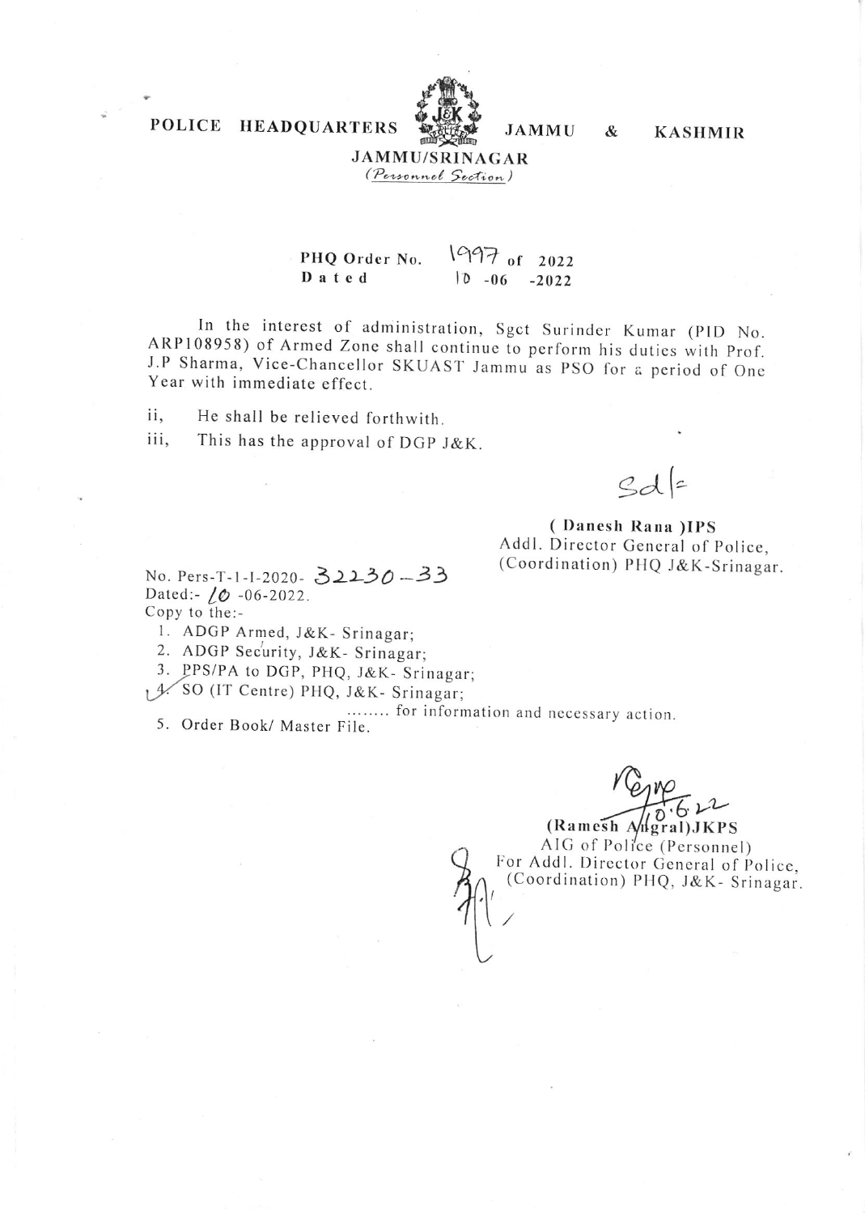# POLICE HEADQUARTERS JAMMU & KASHMIR

**JAMMU/SRINAGAR**

*(Personnel Section)*

**PHQ Order No.** 1997 **of 2022**
**Dated** 10 -06 -2022

In the interest of administration, Sgct Surinder Kumar (PID No. ARP108958) of Armed Zone shall continue to perform his duties with Prof. J.P Sharma, Vice-Chancellor SKUAST Jammu as PSO for a period of One Year with immediate effect.

ii, He shall be relieved forthwith.

iii, This has the approval of DGP J&K.

Sd/-

**( Danesh Rana )IPS**
Addl. Director General of Police,
(Coordination) PHQ J&K-Srinagar.

No. Pers-T-1-I-2020- 32230 - 33
Dated:- 10 -06-2022.
Copy to the:-

1. ADGP Armed, J&K- Srinagar;
2. ADGP Security, J&K- Srinagar;
3. PPS/PA to DGP, PHQ, J&K- Srinagar;
4. SO (IT Centre) PHQ, J&K- Srinagar;

........ for information and necessary action.

5. Order Book/ Master File.

10.6.22

**(Ramesh Angral)JKPS**
AIG of Police (Personnel)
For Addl. Director General of Police,
(Coordination) PHQ, J&K- Srinagar.